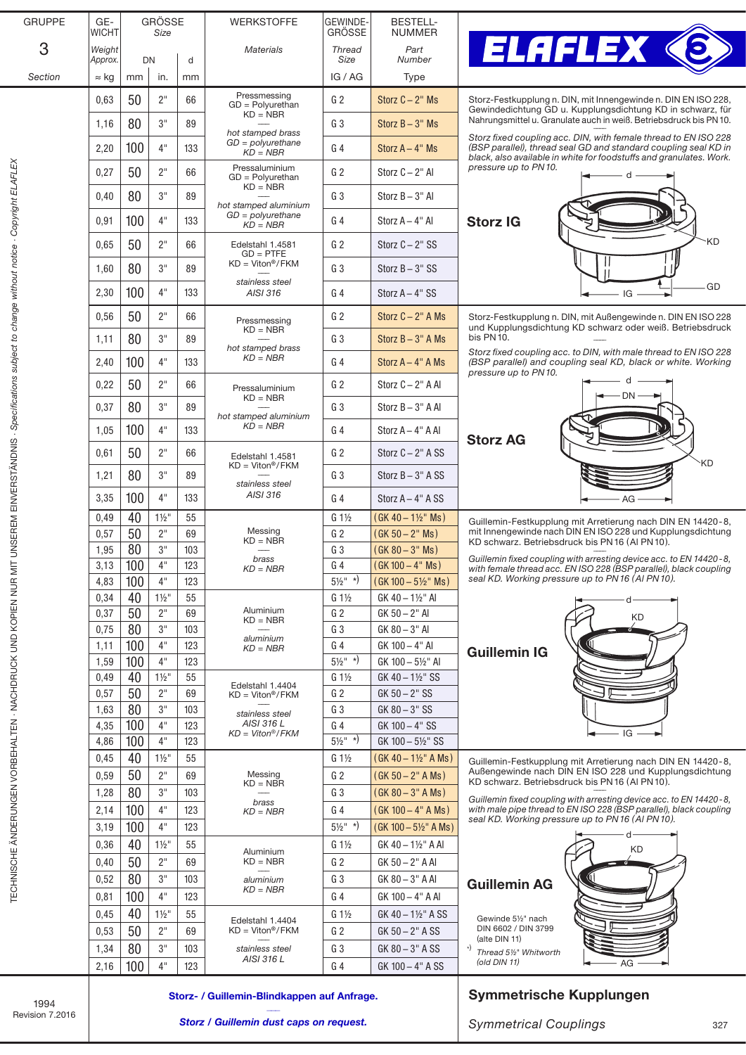| GRUPPE 3 Section | GEWICHT Weight Approx. ≈ kg | GRÖSSE Size DN mm | in. | d mm | WERKSTOFFE Materials | GEWINDEGRÖSSE Thread Size IG / AG | BESTELLNUMMER Part Number Type |
|---|---|---|---|---|---|---|---|
| | 0,63 | 50 | 2" | 66 | Pressmessing GD = Polyurethan KD = NBR / *hot stamped brass GD = polyurethane KD = NBR* | G 2 | Storz C – 2" Ms |
| | 1,16 | 80 | 3" | 89 | | G 3 | Storz B – 3" Ms |
| | 2,20 | 100 | 4" | 133 | | G 4 | Storz A – 4" Ms |
| | 0,27 | 50 | 2" | 66 | Pressaluminium GD = Polyurethan KD = NBR / *hot stamped aluminium GD = polyurethane KD = NBR* | G 2 | Storz C – 2" Al |
| | 0,40 | 80 | 3" | 89 | | G 3 | Storz B – 3" Al |
| | 0,91 | 100 | 4" | 133 | | G 4 | Storz A – 4" Al |
| | 0,65 | 50 | 2" | 66 | Edelstahl 1.4581 GD = PTFE KD = Viton®/FKM / *stainless steel AISI 316* | G 2 | Storz C – 2" SS |
| | 1,60 | 80 | 3" | 89 | | G 3 | Storz B – 3" SS |
| | 2,30 | 100 | 4" | 133 | | G 4 | Storz A – 4" SS |
| | 0,56 | 50 | 2" | 66 | Pressmessing KD = NBR / *hot stamped brass KD = NBR* | G 2 | Storz C – 2" A Ms |
| | 1,11 | 80 | 3" | 89 | | G 3 | Storz B – 3" A Ms |
| | 2,40 | 100 | 4" | 133 | | G 4 | Storz A – 4" A Ms |
| | 0,22 | 50 | 2" | 66 | Pressaluminium KD = NBR / *hot stamped aluminium KD = NBR* | G 2 | Storz C – 2" A Al |
| | 0,37 | 80 | 3" | 89 | | G 3 | Storz B – 3" A Al |
| | 1,05 | 100 | 4" | 133 | | G 4 | Storz A – 4" A Al |
| | 0,61 | 50 | 2" | 66 | Edelstahl 1.4581 KD = Viton®/FKM / *stainless steel AISI 316* | G 2 | Storz C – 2" A SS |
| | 1,21 | 80 | 3" | 89 | | G 3 | Storz B – 3" A SS |
| | 3,35 | 100 | 4" | 133 | | G 4 | Storz A – 4" A SS |
| | 0,49 | 40 | 1½" | 55 | Messing KD = NBR / *brass KD = NBR* | G 1½ | (GK 40 – 1½" Ms) |
| | 0,57 | 50 | 2" | 69 | | G 2 | (GK 50 – 2" Ms) |
| | 1,95 | 80 | 3" | 103 | | G 3 | (GK 80 – 3" Ms) |
| | 3,13 | 100 | 4" | 123 | | G 4 | (GK 100 – 4" Ms) |
| | 4,83 | 100 | 4" | 123 | | 5½" *) | (GK 100 – 5½" Ms) |
| | 0,34 | 40 | 1½" | 55 | Aluminium KD = NBR / *aluminium KD = NBR* | G 1½ | GK 40 – 1½" Al |
| | 0,37 | 50 | 2" | 69 | | G 2 | GK 50 – 2" Al |
| | 0,75 | 80 | 3" | 103 | | G 3 | GK 80 – 3" Al |
| | 1,11 | 100 | 4" | 123 | | G 4 | GK 100 – 4" Al |
| | 1,59 | 100 | 4" | 123 | | 5½" *) | GK 100 – 5½" Al |
| | 0,49 | 40 | 1½" | 55 | Edelstahl 1.4404 KD = Viton®/FKM / *stainless steel AISI 316 L KD = Viton®/FKM* | G 1½ | GK 40 – 1½" SS |
| | 0,57 | 50 | 2" | 69 | | G 2 | GK 50 – 2" SS |
| | 1,63 | 80 | 3" | 103 | | G 3 | GK 80 – 3" SS |
| | 4,35 | 100 | 4" | 123 | | G 4 | GK 100 – 4" SS |
| | 4,86 | 100 | 4" | 123 | | 5½" *) | GK 100 – 5½" SS |
| | 0,45 | 40 | 1½" | 55 | Messing KD = NBR / *brass KD = NBR* | G 1½ | (GK 40 – 1½" A Ms) |
| | 0,59 | 50 | 2" | 69 | | G 2 | (GK 50 – 2" A Ms) |
| | 1,28 | 80 | 3" | 103 | | G 3 | (GK 80 – 3" A Ms) |
| | 2,14 | 100 | 4" | 123 | | G 4 | (GK 100 – 4" A Ms) |
| | 3,19 | 100 | 4" | 123 | | 5½" *) | (GK 100 – 5½" A Ms) |
| | 0,36 | 40 | 1½" | 55 | Aluminium KD = NBR / *aluminium KD = NBR* | G 1½ | GK 40 – 1½" A Al |
| | 0,40 | 50 | 2" | 69 | | G 2 | GK 50 – 2" A Al |
| | 0,52 | 80 | 3" | 103 | | G 3 | GK 80 – 3" A Al |
| | 0,81 | 100 | 4" | 123 | | G 4 | GK 100 – 4" A Al |
| | 0,45 | 40 | 1½" | 55 | Edelstahl 1.4404 KD = Viton®/FKM / *stainless steel AISI 316 L* | G 1½ | GK 40 – 1½" A SS |
| | 0,53 | 50 | 2" | 69 | | G 2 | GK 50 – 2" A SS |
| | 1,34 | 80 | 3" | 103 | | G 3 | GK 80 – 3" A SS |
| | 2,16 | 100 | 4" | 123 | | G 4 | GK 100 – 4" A SS |

**ELAFLEX**

## Storz IG

Storz-Festkupplung n. DIN, mit Innengewinde n. DIN EN ISO 228, Gewindedichtung GD u. Kupplungsdichtung KD in schwarz, für Nahrungsmittel u. Granulate auch in weiß. Betriebsdruck bis PN 10.

*Storz fixed coupling acc. DIN, with female thread to EN ISO 228 (BSP parallel), thread seal GD and standard coupling seal KD in black, also available in white for foodstuffs and granulates. Work. pressure up to PN 10.*

d, KD, GD, IG

## Storz AG

Storz-Festkupplung n. DIN, mit Außengewinde n. DIN EN ISO 228 und Kupplungsdichtung KD schwarz oder weiß. Betriebsdruck bis PN 10.

*Storz fixed coupling acc. to DIN, with male thread to EN ISO 228 (BSP parallel) and coupling seal KD, black or white. Working pressure up to PN 10.*

d, DN, KD, AG

## Guillemin IG

Guillemin-Festkupplung mit Arretierung nach DIN EN 14420-8, mit Innengewinde nach DIN EN ISO 228 und Kupplungsdichtung KD schwarz. Betriebsdruck bis PN 16 (Al PN 10).

*Guillemin fixed coupling with arresting device acc. to EN 14420-8, with female thread acc. EN ISO 228 (BSP parallel), black coupling seal KD. Working pressure up to PN 16 (Al PN 10).*

d, KD, IG

## Guillemin AG

Guillemin-Festkupplung mit Arretierung nach DIN EN 14420-8, Außengewinde nach DIN EN ISO 228 und Kupplungsdichtung KD schwarz. Betriebsdruck bis PN 16 (Al PN 10).

*Guillemin fixed coupling with arresting device acc. to EN 14420-8, with male pipe thread to EN ISO 228 (BSP parallel), black coupling seal KD. Working pressure up to PN 16 (Al PN 10).*

d, KD, AG

Gewinde 5½" nach DIN 6602 / DIN 3799 (alte DIN 11)

*) *Thread 5½" Whitworth (old DIN 11)*

**Storz- / Guillemin-Blindkappen auf Anfrage.**

***Storz / Guillemin dust caps on request.***

1994 Revision 7.2016

## Symmetrische Kupplungen

*Symmetrical Couplings*

TECHNISCHE ÄNDERUNGEN VORBEHALTEN · NACHDRUCK UND KOPIEN NUR MIT UNSEREM EINVERSTÄNDNIS · *Specifications subject to change without notice · Copyright ELAFLEX*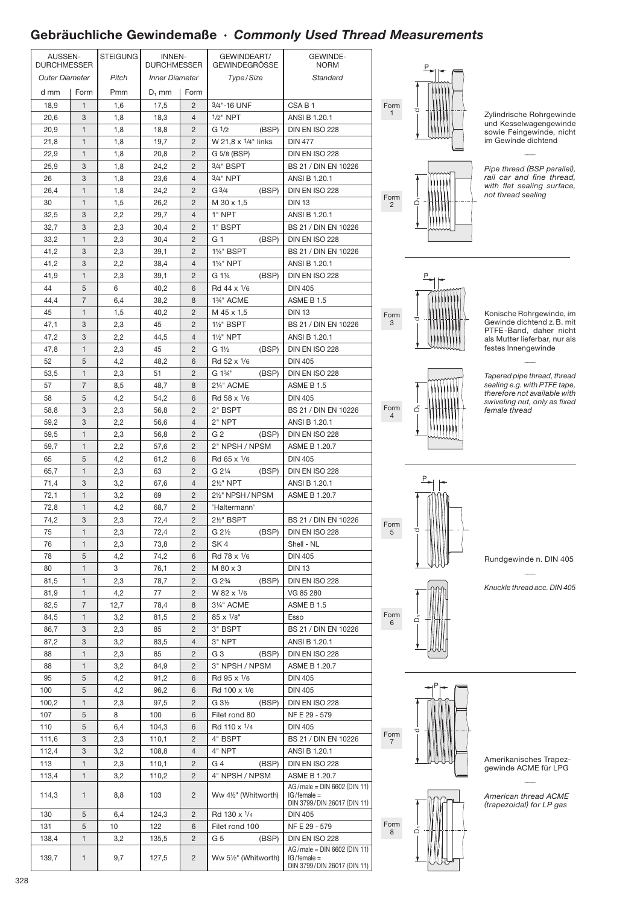## Gebräuchliche Gewindemaße · *Commonly Used Thread Measurements*

| AUSSEN-DURCHMESSER *Outer Diameter* | | STEIGUNG *Pitch* | INNEN-DURCHMESSER *Inner Diameter* | | GEWINDEART/ GEWINDEGRÖSSE *Type/Size* | GEWINDE-NORM *Standard* |
|---|---|---|---|---|---|---|
| d mm | Form | Pmm | $D_1$ mm | Form | | |
| 18,9 | 1 | 1,6 | 17,5 | 2 | 3/4"-16 UNF | CSA B 1 |
| 20,6 | 3 | 1,8 | 18,3 | 4 | 1/2" NPT | ANSI B 1.20.1 |
| 20,9 | 1 | 1,8 | 18,8 | 2 | G 1/2 (BSP) | DIN EN ISO 228 |
| 21,8 | 1 | 1,8 | 19,7 | 2 | W 21,8 x 1/4" links | DIN 477 |
| 22,9 | 1 | 1,8 | 20,8 | 2 | G 5/8 (BSP) | DIN EN ISO 228 |
| 25,9 | 3 | 1,8 | 24,2 | 2 | 3/4" BSPT | BS 21 / DIN EN 10226 |
| 26 | 3 | 1,8 | 23,6 | 4 | 3/4" NPT | ANSI B 1.20.1 |
| 26,4 | 1 | 1,8 | 24,2 | 2 | G 3/4 (BSP) | DIN EN ISO 228 |
| 30 | 1 | 1,5 | 26,2 | 2 | M 30 x 1,5 | DIN 13 |
| 32,5 | 3 | 2,2 | 29,7 | 4 | 1" NPT | ANSI B 1.20.1 |
| 32,7 | 3 | 2,3 | 30,4 | 2 | 1" BSPT | BS 21 / DIN EN 10226 |
| 33,2 | 1 | 2,3 | 30,4 | 2 | G 1 (BSP) | DIN EN ISO 228 |
| 41,2 | 3 | 2,3 | 39,1 | 2 | 1¼" BSPT | BS 21 / DIN EN 10226 |
| 41,2 | 3 | 2,2 | 38,4 | 4 | 1¼" NPT | ANSI B 1.20.1 |
| 41,9 | 1 | 2,3 | 39,1 | 2 | G 1¼ (BSP) | DIN EN ISO 228 |
| 44 | 5 | 6 | 40,2 | 6 | Rd 44 x 1/6 | DIN 405 |
| 44,4 | 7 | 6,4 | 38,2 | 8 | 1¾" ACME | ASME B 1.5 |
| 45 | 1 | 1,5 | 40,2 | 2 | M 45 x 1,5 | DIN 13 |
| 47,1 | 3 | 2,3 | 45 | 2 | 1½" BSPT | BS 21 / DIN EN 10226 |
| 47,2 | 3 | 2,2 | 44,5 | 4 | 1½" NPT | ANSI B 1.20.1 |
| 47,8 | 1 | 2,3 | 45 | 2 | G 1½ (BSP) | DIN EN ISO 228 |
| 52 | 5 | 4,2 | 48,2 | 6 | Rd 52 x 1/6 | DIN 405 |
| 53,5 | 1 | 2,3 | 51 | 2 | G 1¾" (BSP) | DIN EN ISO 228 |
| 57 | 7 | 8,5 | 48,7 | 8 | 2¼" ACME | ASME B 1.5 |
| 58 | 5 | 4,2 | 54,2 | 6 | Rd 58 x 1/6 | DIN 405 |
| 58,8 | 3 | 2,3 | 56,8 | 2 | 2" BSPT | BS 21 / DIN EN 10226 |
| 59,2 | 3 | 2,2 | 56,6 | 4 | 2" NPT | ANSI B 1.20.1 |
| 59,5 | 1 | 2,3 | 56,8 | 2 | G 2 (BSP) | DIN EN ISO 228 |
| 59,7 | 1 | 2,2 | 57,6 | 2 | 2" NPSH / NPSM | ASME B 1.20.7 |
| 65 | 5 | 4,2 | 61,2 | 6 | Rd 65 x 1/6 | DIN 405 |
| 65,7 | 1 | 2,3 | 63 | 2 | G 2¼ (BSP) | DIN EN ISO 228 |
| 71,4 | 3 | 3,2 | 67,6 | 4 | 2½" NPT | ANSI B 1.20.1 |
| 72,1 | 1 | 3,2 | 69 | 2 | 2½" NPSH / NPSM | ASME B 1.20.7 |
| 72,8 | 1 | 4,2 | 68,7 | 2 | 'Haltermann' | |
| 74,2 | 3 | 2,3 | 72,4 | 2 | 2½" BSPT | BS 21 / DIN EN 10226 |
| 75 | 1 | 2,3 | 72,4 | 2 | G 2½ (BSP) | DIN EN ISO 228 |
| 76 | 1 | 2,3 | 73,8 | 2 | SK 4 | Shell - NL |
| 78 | 5 | 4,2 | 74,2 | 6 | Rd 78 x 1/6 | DIN 405 |
| 80 | 1 | 3 | 76,1 | 2 | M 80 x 3 | DIN 13 |
| 81,5 | 1 | 2,3 | 78,7 | 2 | G 2¾ (BSP) | DIN EN ISO 228 |
| 81,9 | 1 | 4,2 | 77 | 2 | W 82 x 1/6 | VG 85 280 |
| 82,5 | 7 | 12,7 | 78,4 | 8 | 3¼" ACME | ASME B 1.5 |
| 84,5 | 1 | 3,2 | 81,5 | 2 | 85 x 1/8" | Esso |
| 86,7 | 3 | 2,3 | 85 | 2 | 3" BSPT | BS 21 / DIN EN 10226 |
| 87,2 | 3 | 3,2 | 83,5 | 4 | 3" NPT | ANSI B 1.20.1 |
| 88 | 1 | 2,3 | 85 | 2 | G 3 (BSP) | DIN EN ISO 228 |
| 88 | 1 | 3,2 | 84,9 | 2 | 3" NPSH / NPSM | ASME B 1.20.7 |
| 95 | 5 | 4,2 | 91,2 | 6 | Rd 95 x 1/6 | DIN 405 |
| 100 | 5 | 4,2 | 96,2 | 6 | Rd 100 x 1/6 | DIN 405 |
| 100,2 | 1 | 2,3 | 97,5 | 2 | G 3½ (BSP) | DIN EN ISO 228 |
| 107 | 5 | 8 | 100 | 6 | Filet rond 80 | NF E 29 - 579 |
| 110 | 5 | 6,4 | 104,3 | 6 | Rd 110 x 1/4 | DIN 405 |
| 111,6 | 3 | 2,3 | 110,1 | 2 | 4" BSPT | BS 21 / DIN EN 10226 |
| 112,4 | 3 | 3,2 | 108,8 | 4 | 4" NPT | ANSI B 1.20.1 |
| 113 | 1 | 2,3 | 110,1 | 2 | G 4 (BSP) | DIN EN ISO 228 |
| 113,4 | 1 | 3,2 | 110,2 | 2 | 4" NPSH / NPSM | ASME B 1.20.7 |
| 114,3 | 1 | 8,8 | 103 | 2 | Ww 4½" (Whitworth) | AG/male = DIN 6602 (DIN 11) IG/female = DIN 3799/DIN 26017 (DIN 11) |
| 130 | 5 | 6,4 | 124,3 | 2 | Rd 130 x 1/4 | DIN 405 |
| 131 | 5 | 10 | 122 | 6 | Filet rond 100 | NF E 29 - 579 |
| 138,4 | 1 | 3,2 | 135,5 | 2 | G 5 (BSP) | DIN EN ISO 228 |
| 139,7 | 1 | 9,7 | 127,5 | 2 | Ww 5½" (Whitworth) | AG/male = DIN 6602 (DIN 11) IG/female = DIN 3799/DIN 26017 (DIN 11) |

Form 1 / Form 2

Zylindrische Rohrgewinde und Kesselwagengewinde sowie Feingewinde, nicht im Gewinde dichtend

*Pipe thread (BSP parallel), rail car and fine thread, with flat sealing surface, not thread sealing*

Form 3 / Form 4

Konische Rohrgewinde, im Gewinde dichtend z. B. mit PTFE-Band, daher nicht als Mutter lieferbar, nur als festes Innengewinde

*Tapered pipe thread, thread sealing e.g. with PTFE tape, therefore not available with swiveling nut, only as fixed female thread*

Form 5 / Form 6

Rundgewinde n. DIN 405

*Knuckle thread acc. DIN 405*

Form 7 / Form 8

Amerikanisches Trapezgewinde ACME für LPG

*American thread ACME (trapezoidal) for LP gas*